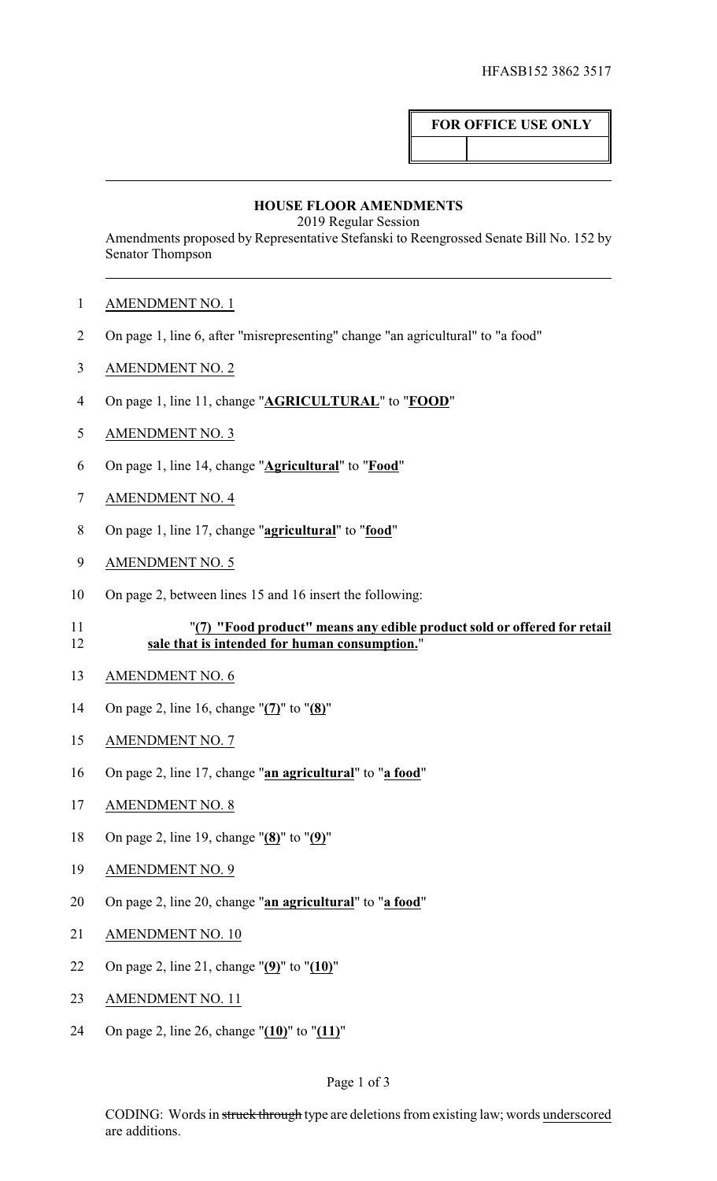HFASB152 3862 3517

**FOR OFFICE USE ONLY**

## HOUSE FLOOR AMENDMENTS

2019 Regular Session

Amendments proposed by Representative Stefanski to Reengrossed Senate Bill No. 152 by Senator Thompson

AMENDMENT NO. 1

On page 1, line 6, after "misrepresenting" change "an agricultural" to "a food"

AMENDMENT NO. 2

On page 1, line 11, change "**AGRICULTURAL**" to "**FOOD**"

AMENDMENT NO. 3

On page 1, line 14, change "**Agricultural**" to "**Food**"

AMENDMENT NO. 4

On page 1, line 17, change "**agricultural**" to "**food**"

AMENDMENT NO. 5

On page 2, between lines 15 and 16 insert the following:

"**(7) "Food product" means any edible product sold or offered for retail sale that is intended for human consumption.**"

AMENDMENT NO. 6

On page 2, line 16, change "**(7)**" to "**(8)**"

AMENDMENT NO. 7

On page 2, line 17, change "**an agricultural**" to "**a food**"

AMENDMENT NO. 8

On page 2, line 19, change "**(8)**" to "**(9)**"

AMENDMENT NO. 9

On page 2, line 20, change "**an agricultural**" to "**a food**"

AMENDMENT NO. 10

On page 2, line 21, change "**(9)**" to "**(10)**"

AMENDMENT NO. 11

On page 2, line 26, change "**(10)**" to "**(11)**"

CODING: Words in ~~struck through~~ type are deletions from existing law; words underscored are additions.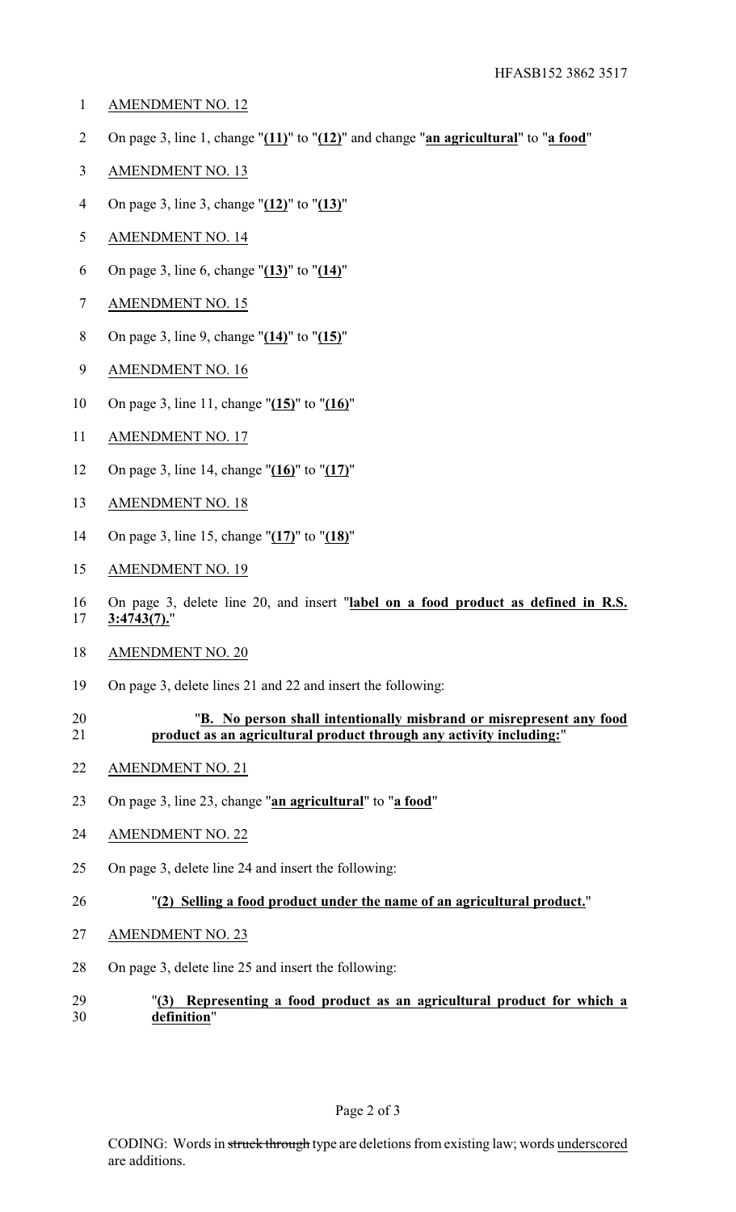AMENDMENT NO. 12

On page 3, line 1, change "**(11)**" to "**(12)**" and change "**an agricultural**" to "**a food**"

AMENDMENT NO. 13

On page 3, line 3, change "**(12)**" to "**(13)**"

AMENDMENT NO. 14

On page 3, line 6, change "**(13)**" to "**(14)**"

AMENDMENT NO. 15

On page 3, line 9, change "**(14)**" to "**(15)**"

AMENDMENT NO. 16

On page 3, line 11, change "**(15)**" to "**(16)**"

AMENDMENT NO. 17

On page 3, line 14, change "**(16)**" to "**(17)**"

AMENDMENT NO. 18

On page 3, line 15, change "**(17)**" to "**(18)**"

AMENDMENT NO. 19

On page 3, delete line 20, and insert "**label on a food product as defined in R.S. 3:4743(7).**"

AMENDMENT NO. 20

On page 3, delete lines 21 and 22 and insert the following:

"**B. No person shall intentionally misbrand or misrepresent any food product as an agricultural product through any activity including:**"

AMENDMENT NO. 21

On page 3, line 23, change "**an agricultural**" to "**a food**"

AMENDMENT NO. 22

On page 3, delete line 24 and insert the following:

"**(2) Selling a food product under the name of an agricultural product.**"

AMENDMENT NO. 23

On page 3, delete line 25 and insert the following:

"**(3) Representing a food product as an agricultural product for which a definition**"

CODING: Words in ~~struck through~~ type are deletions from existing law; words underscored are additions.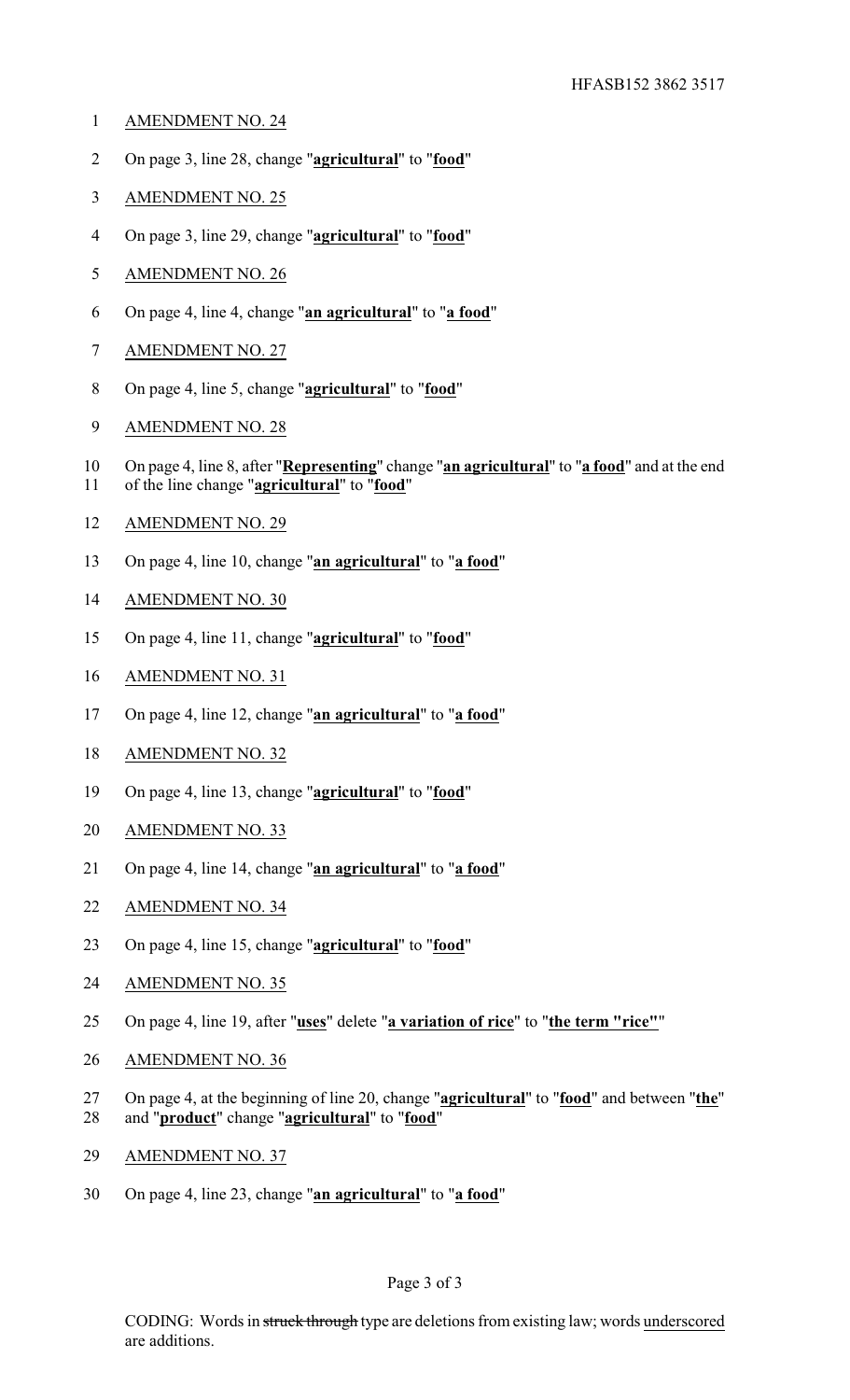AMENDMENT NO. 24

On page 3, line 28, change "**agricultural**" to "**food**"

AMENDMENT NO. 25

On page 3, line 29, change "**agricultural**" to "**food**"

AMENDMENT NO. 26

On page 4, line 4, change "**an agricultural**" to "**a food**"

AMENDMENT NO. 27

On page 4, line 5, change "**agricultural**" to "**food**"

AMENDMENT NO. 28

On page 4, line 8, after "**Representing**" change "**an agricultural**" to "**a food**" and at the end of the line change "**agricultural**" to "**food**"

AMENDMENT NO. 29

On page 4, line 10, change "**an agricultural**" to "**a food**"

AMENDMENT NO. 30

On page 4, line 11, change "**agricultural**" to "**food**"

AMENDMENT NO. 31

On page 4, line 12, change "**an agricultural**" to "**a food**"

AMENDMENT NO. 32

On page 4, line 13, change "**agricultural**" to "**food**"

AMENDMENT NO. 33

On page 4, line 14, change "**an agricultural**" to "**a food**"

AMENDMENT NO. 34

On page 4, line 15, change "**agricultural**" to "**food**"

AMENDMENT NO. 35

On page 4, line 19, after "**uses**" delete "**a variation of rice**" to "**the term "rice"**"

AMENDMENT NO. 36

On page 4, at the beginning of line 20, change "**agricultural**" to "**food**" and between "**the**" and "**product**" change "**agricultural**" to "**food**"

AMENDMENT NO. 37

On page 4, line 23, change "**an agricultural**" to "**a food**"

CODING: Words in ~~struck through~~ type are deletions from existing law; words underscored are additions.